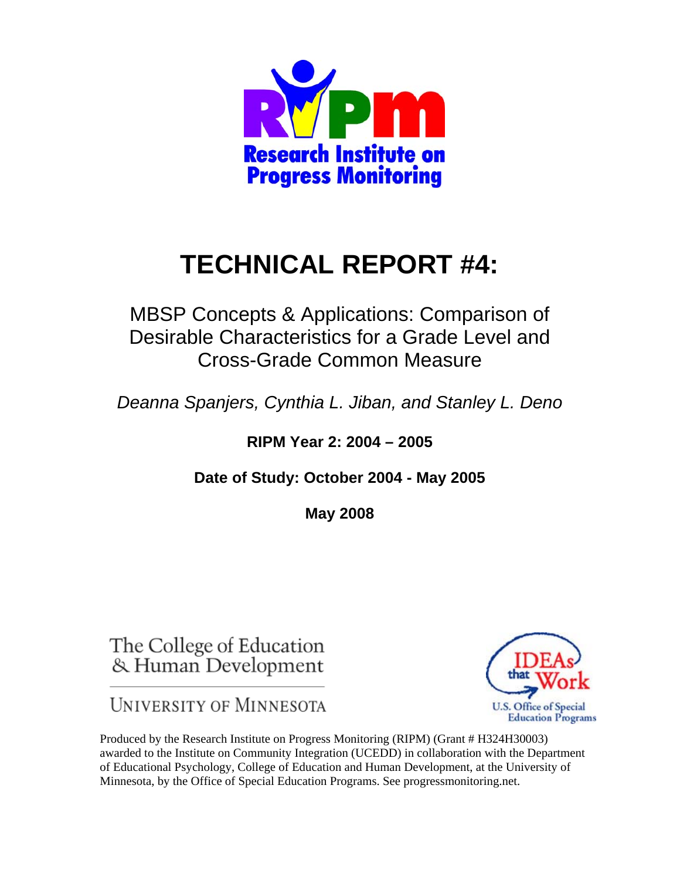Research Institute on Progress Monitoring

# TECHNICAL REPORT #4:

## MBSP Concepts & Applications: Comparison of Desirable Characteristics for a Grade Level and Cross-Grade Common Measure

*Deanna Spanjers, Cynthia L. Jiban, and Stanley L. Deno*

**RIPM Year 2: 2004 – 2005**

**Date of Study: October 2004 - May 2005**

**May 2008**

The College of Education & Human Development

UNIVERSITY OF MINNESOTA

IDEAs that Work

U.S. Office of Special Education Programs

Produced by the Research Institute on Progress Monitoring (RIPM) (Grant # H324H30003) awarded to the Institute on Community Integration (UCEDD) in collaboration with the Department of Educational Psychology, College of Education and Human Development, at the University of Minnesota, by the Office of Special Education Programs. See progressmonitoring.net.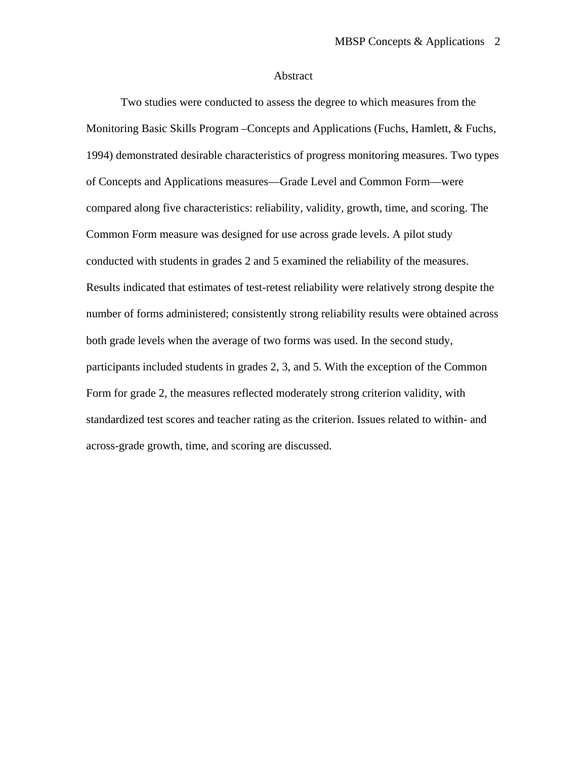# Abstract

Two studies were conducted to assess the degree to which measures from the Monitoring Basic Skills Program –Concepts and Applications (Fuchs, Hamlett, & Fuchs, 1994) demonstrated desirable characteristics of progress monitoring measures. Two types of Concepts and Applications measures—Grade Level and Common Form—were compared along five characteristics: reliability, validity, growth, time, and scoring. The Common Form measure was designed for use across grade levels. A pilot study conducted with students in grades 2 and 5 examined the reliability of the measures. Results indicated that estimates of test-retest reliability were relatively strong despite the number of forms administered; consistently strong reliability results were obtained across both grade levels when the average of two forms was used. In the second study, participants included students in grades 2, 3, and 5. With the exception of the Common Form for grade 2, the measures reflected moderately strong criterion validity, with standardized test scores and teacher rating as the criterion. Issues related to within- and across-grade growth, time, and scoring are discussed.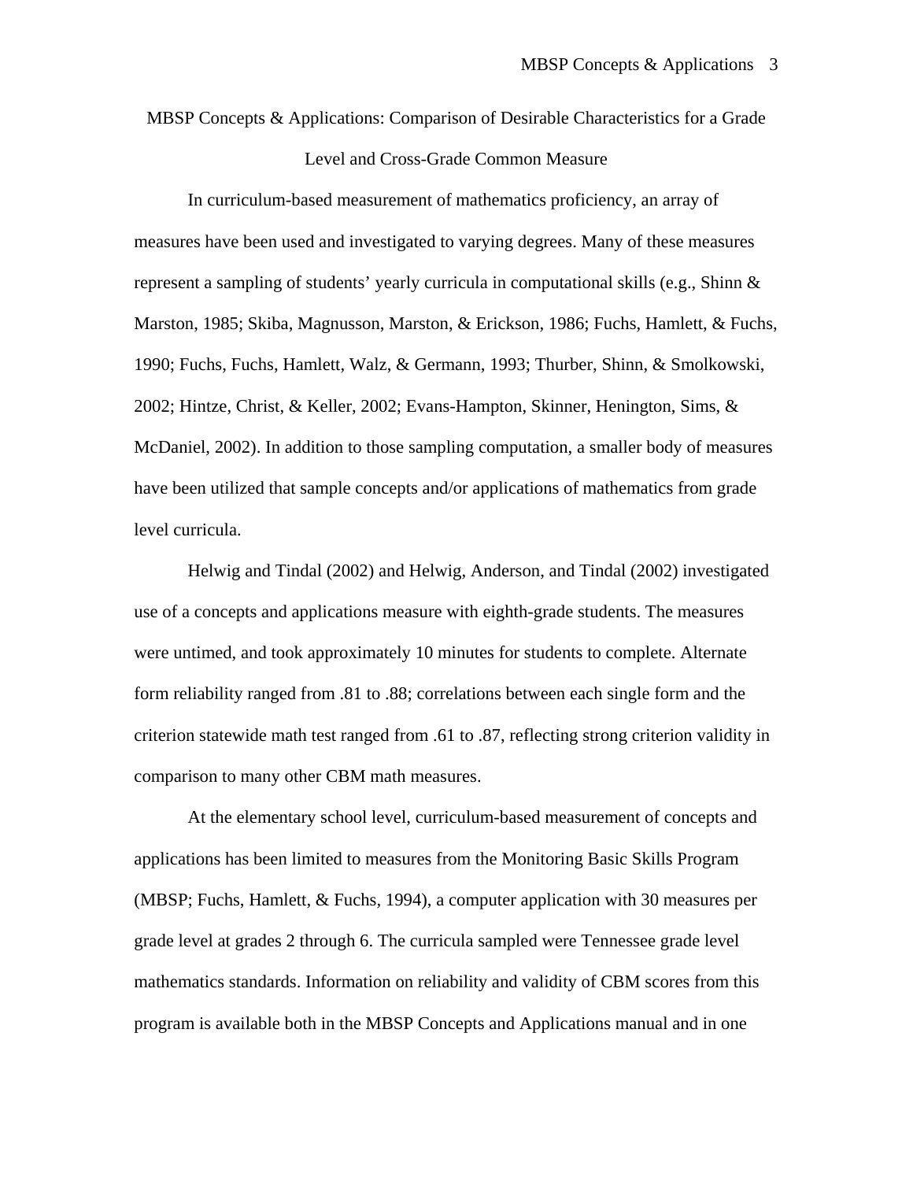# MBSP Concepts & Applications: Comparison of Desirable Characteristics for a Grade Level and Cross-Grade Common Measure

In curriculum-based measurement of mathematics proficiency, an array of measures have been used and investigated to varying degrees. Many of these measures represent a sampling of students' yearly curricula in computational skills (e.g., Shinn & Marston, 1985; Skiba, Magnusson, Marston, & Erickson, 1986; Fuchs, Hamlett, & Fuchs, 1990; Fuchs, Fuchs, Hamlett, Walz, & Germann, 1993; Thurber, Shinn, & Smolkowski, 2002; Hintze, Christ, & Keller, 2002; Evans-Hampton, Skinner, Henington, Sims, & McDaniel, 2002). In addition to those sampling computation, a smaller body of measures have been utilized that sample concepts and/or applications of mathematics from grade level curricula.

Helwig and Tindal (2002) and Helwig, Anderson, and Tindal (2002) investigated use of a concepts and applications measure with eighth-grade students. The measures were untimed, and took approximately 10 minutes for students to complete. Alternate form reliability ranged from .81 to .88; correlations between each single form and the criterion statewide math test ranged from .61 to .87, reflecting strong criterion validity in comparison to many other CBM math measures.

At the elementary school level, curriculum-based measurement of concepts and applications has been limited to measures from the Monitoring Basic Skills Program (MBSP; Fuchs, Hamlett, & Fuchs, 1994), a computer application with 30 measures per grade level at grades 2 through 6. The curricula sampled were Tennessee grade level mathematics standards. Information on reliability and validity of CBM scores from this program is available both in the MBSP Concepts and Applications manual and in one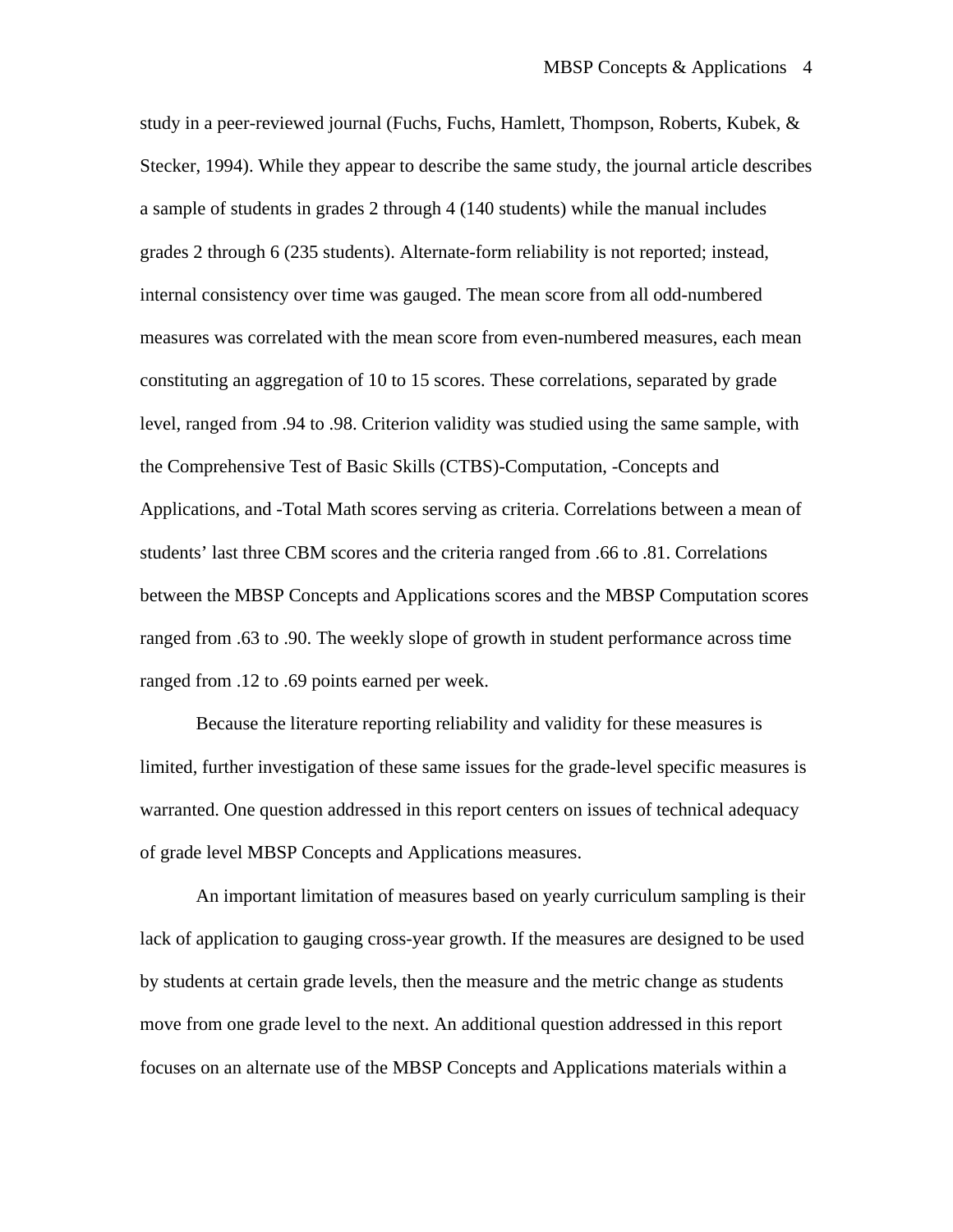study in a peer-reviewed journal (Fuchs, Fuchs, Hamlett, Thompson, Roberts, Kubek, & Stecker, 1994). While they appear to describe the same study, the journal article describes a sample of students in grades 2 through 4 (140 students) while the manual includes grades 2 through 6 (235 students). Alternate-form reliability is not reported; instead, internal consistency over time was gauged. The mean score from all odd-numbered measures was correlated with the mean score from even-numbered measures, each mean constituting an aggregation of 10 to 15 scores. These correlations, separated by grade level, ranged from .94 to .98. Criterion validity was studied using the same sample, with the Comprehensive Test of Basic Skills (CTBS)-Computation, -Concepts and Applications, and -Total Math scores serving as criteria. Correlations between a mean of students' last three CBM scores and the criteria ranged from .66 to .81. Correlations between the MBSP Concepts and Applications scores and the MBSP Computation scores ranged from .63 to .90. The weekly slope of growth in student performance across time ranged from .12 to .69 points earned per week.

Because the literature reporting reliability and validity for these measures is limited, further investigation of these same issues for the grade-level specific measures is warranted. One question addressed in this report centers on issues of technical adequacy of grade level MBSP Concepts and Applications measures.

An important limitation of measures based on yearly curriculum sampling is their lack of application to gauging cross-year growth. If the measures are designed to be used by students at certain grade levels, then the measure and the metric change as students move from one grade level to the next. An additional question addressed in this report focuses on an alternate use of the MBSP Concepts and Applications materials within a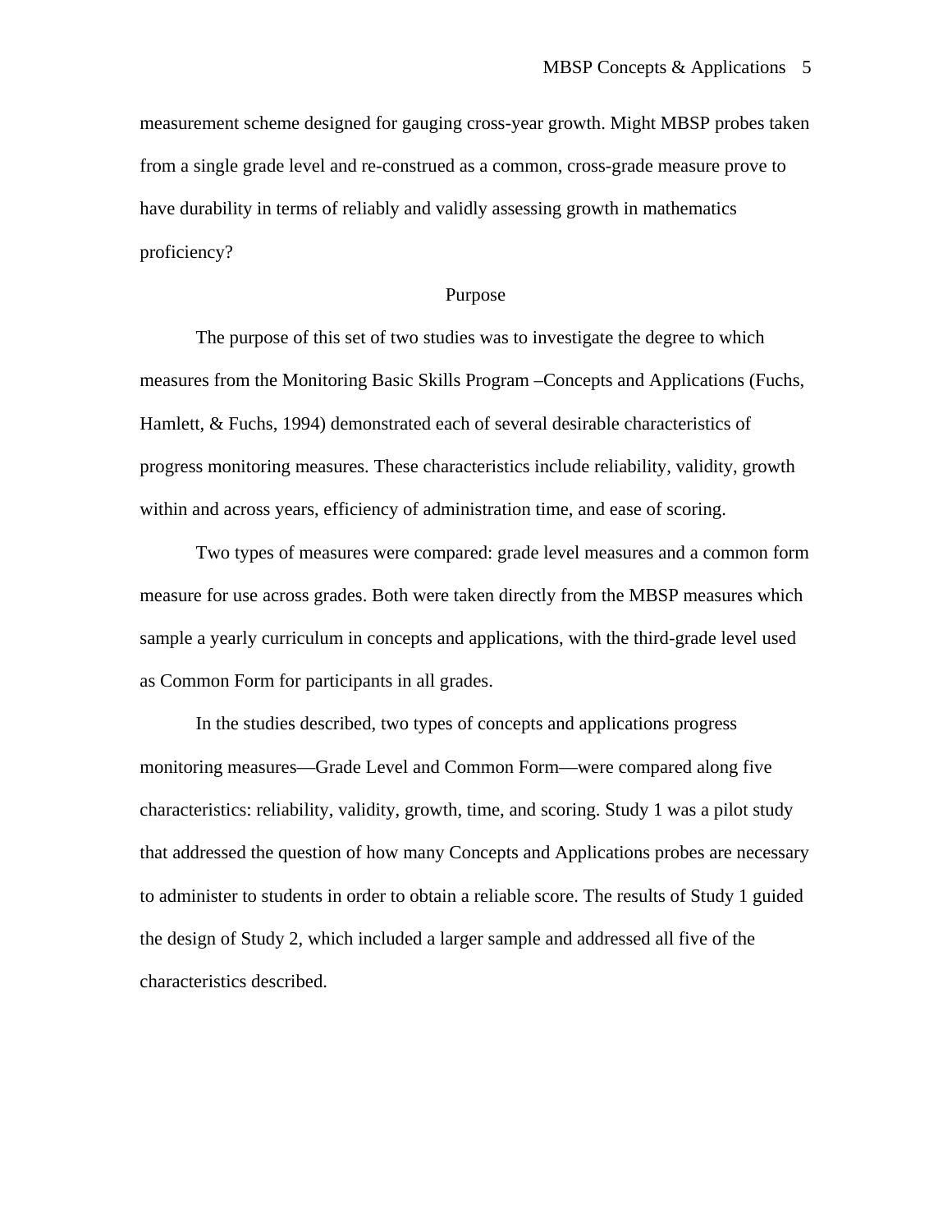measurement scheme designed for gauging cross-year growth. Might MBSP probes taken from a single grade level and re-construed as a common, cross-grade measure prove to have durability in terms of reliably and validly assessing growth in mathematics proficiency?

## Purpose

The purpose of this set of two studies was to investigate the degree to which measures from the Monitoring Basic Skills Program –Concepts and Applications (Fuchs, Hamlett, & Fuchs, 1994) demonstrated each of several desirable characteristics of progress monitoring measures. These characteristics include reliability, validity, growth within and across years, efficiency of administration time, and ease of scoring.

Two types of measures were compared: grade level measures and a common form measure for use across grades. Both were taken directly from the MBSP measures which sample a yearly curriculum in concepts and applications, with the third-grade level used as Common Form for participants in all grades.

In the studies described, two types of concepts and applications progress monitoring measures—Grade Level and Common Form—were compared along five characteristics: reliability, validity, growth, time, and scoring. Study 1 was a pilot study that addressed the question of how many Concepts and Applications probes are necessary to administer to students in order to obtain a reliable score. The results of Study 1 guided the design of Study 2, which included a larger sample and addressed all five of the characteristics described.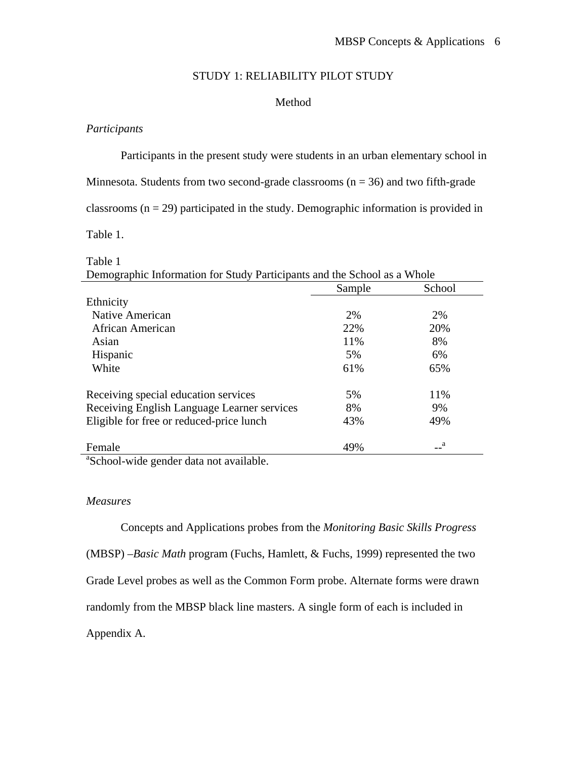## STUDY 1: RELIABILITY PILOT STUDY

### Method

*Participants*

Participants in the present study were students in an urban elementary school in Minnesota. Students from two second-grade classrooms (n = 36) and two fifth-grade classrooms (n = 29) participated in the study. Demographic information is provided in Table 1.

Table 1
Demographic Information for Study Participants and the School as a Whole

| | Sample | School |
|---|---|---|
| Ethnicity | | |
| Native American | 2% | 2% |
| African American | 22% | 20% |
| Asian | 11% | 8% |
| Hispanic | 5% | 6% |
| White | 61% | 65% |
| | | |
| Receiving special education services | 5% | 11% |
| Receiving English Language Learner services | 8% | 9% |
| Eligible for free or reduced-price lunch | 43% | 49% |
| | | |
| Female | 49% | --[a] |

[a]School-wide gender data not available.

*Measures*

Concepts and Applications probes from the *Monitoring Basic Skills Progress* (MBSP) –*Basic Math* program (Fuchs, Hamlett, & Fuchs, 1999) represented the two Grade Level probes as well as the Common Form probe. Alternate forms were drawn randomly from the MBSP black line masters. A single form of each is included in Appendix A.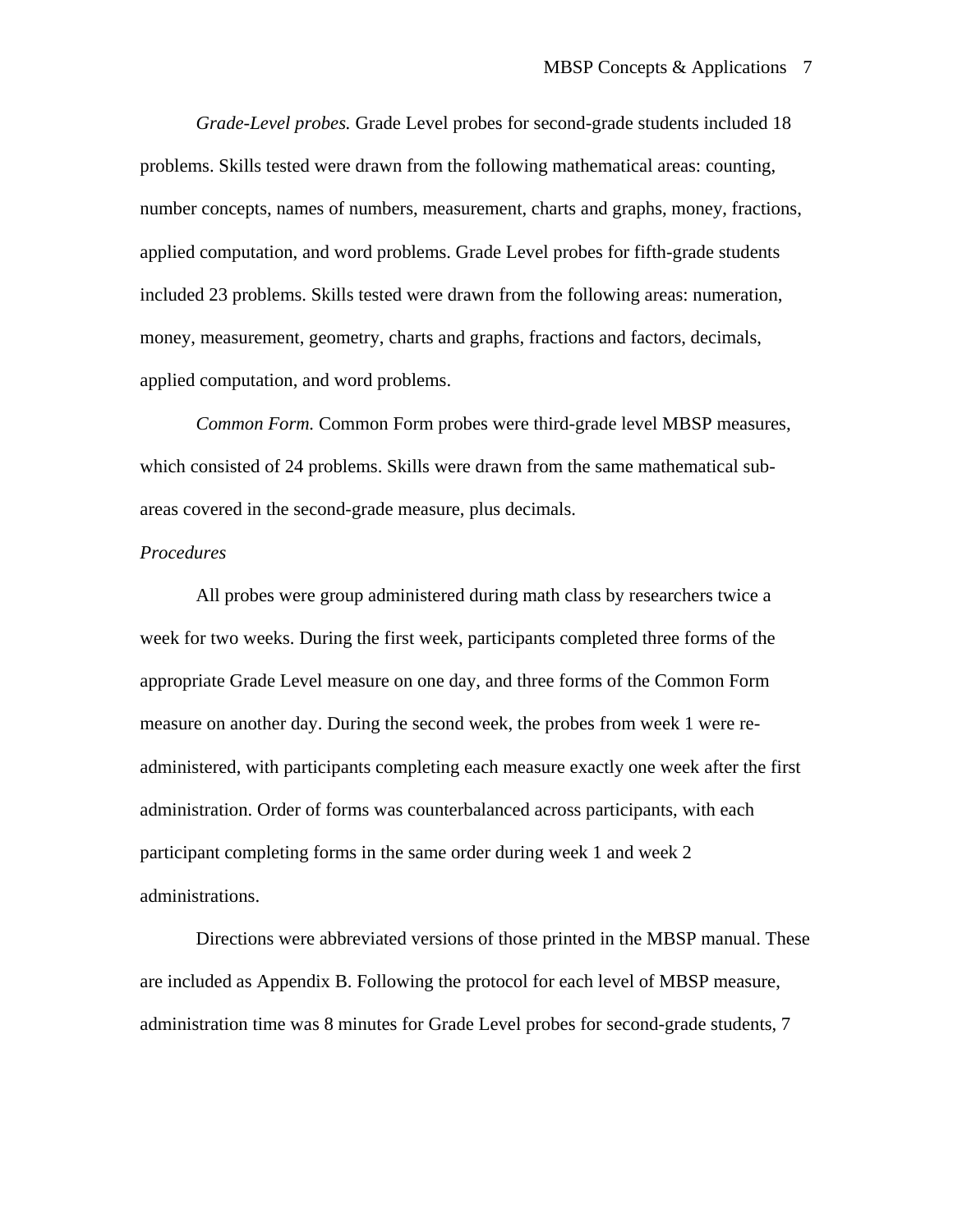*Grade-Level probes.* Grade Level probes for second-grade students included 18 problems. Skills tested were drawn from the following mathematical areas: counting, number concepts, names of numbers, measurement, charts and graphs, money, fractions, applied computation, and word problems. Grade Level probes for fifth-grade students included 23 problems. Skills tested were drawn from the following areas: numeration, money, measurement, geometry, charts and graphs, fractions and factors, decimals, applied computation, and word problems.

*Common Form.* Common Form probes were third-grade level MBSP measures, which consisted of 24 problems. Skills were drawn from the same mathematical sub-areas covered in the second-grade measure, plus decimals.

*Procedures*

All probes were group administered during math class by researchers twice a week for two weeks. During the first week, participants completed three forms of the appropriate Grade Level measure on one day, and three forms of the Common Form measure on another day. During the second week, the probes from week 1 were re-administered, with participants completing each measure exactly one week after the first administration. Order of forms was counterbalanced across participants, with each participant completing forms in the same order during week 1 and week 2 administrations.

Directions were abbreviated versions of those printed in the MBSP manual. These are included as Appendix B. Following the protocol for each level of MBSP measure, administration time was 8 minutes for Grade Level probes for second-grade students, 7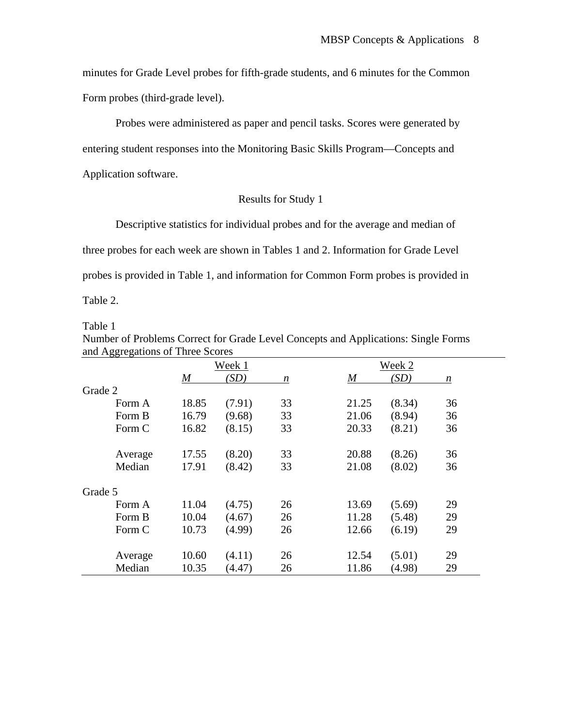minutes for Grade Level probes for fifth-grade students, and 6 minutes for the Common Form probes (third-grade level).

Probes were administered as paper and pencil tasks. Scores were generated by entering student responses into the Monitoring Basic Skills Program—Concepts and Application software.

## Results for Study 1

Descriptive statistics for individual probes and for the average and median of three probes for each week are shown in Tables 1 and 2. Information for Grade Level probes is provided in Table 1, and information for Common Form probes is provided in Table 2.

Table 1
Number of Problems Correct for Grade Level Concepts and Applications: Single Forms and Aggregations of Three Scores

| | Week 1 | | | Week 2 | | |
|---|---|---|---|---|---|---|
| | *M* | *(SD)* | *n* | *M* | *(SD)* | *n* |
| Grade 2 | | | | | | |
| Form A | 18.85 | (7.91) | 33 | 21.25 | (8.34) | 36 |
| Form B | 16.79 | (9.68) | 33 | 21.06 | (8.94) | 36 |
| Form C | 16.82 | (8.15) | 33 | 20.33 | (8.21) | 36 |
| Average | 17.55 | (8.20) | 33 | 20.88 | (8.26) | 36 |
| Median | 17.91 | (8.42) | 33 | 21.08 | (8.02) | 36 |
| Grade 5 | | | | | | |
| Form A | 11.04 | (4.75) | 26 | 13.69 | (5.69) | 29 |
| Form B | 10.04 | (4.67) | 26 | 11.28 | (5.48) | 29 |
| Form C | 10.73 | (4.99) | 26 | 12.66 | (6.19) | 29 |
| Average | 10.60 | (4.11) | 26 | 12.54 | (5.01) | 29 |
| Median | 10.35 | (4.47) | 26 | 11.86 | (4.98) | 29 |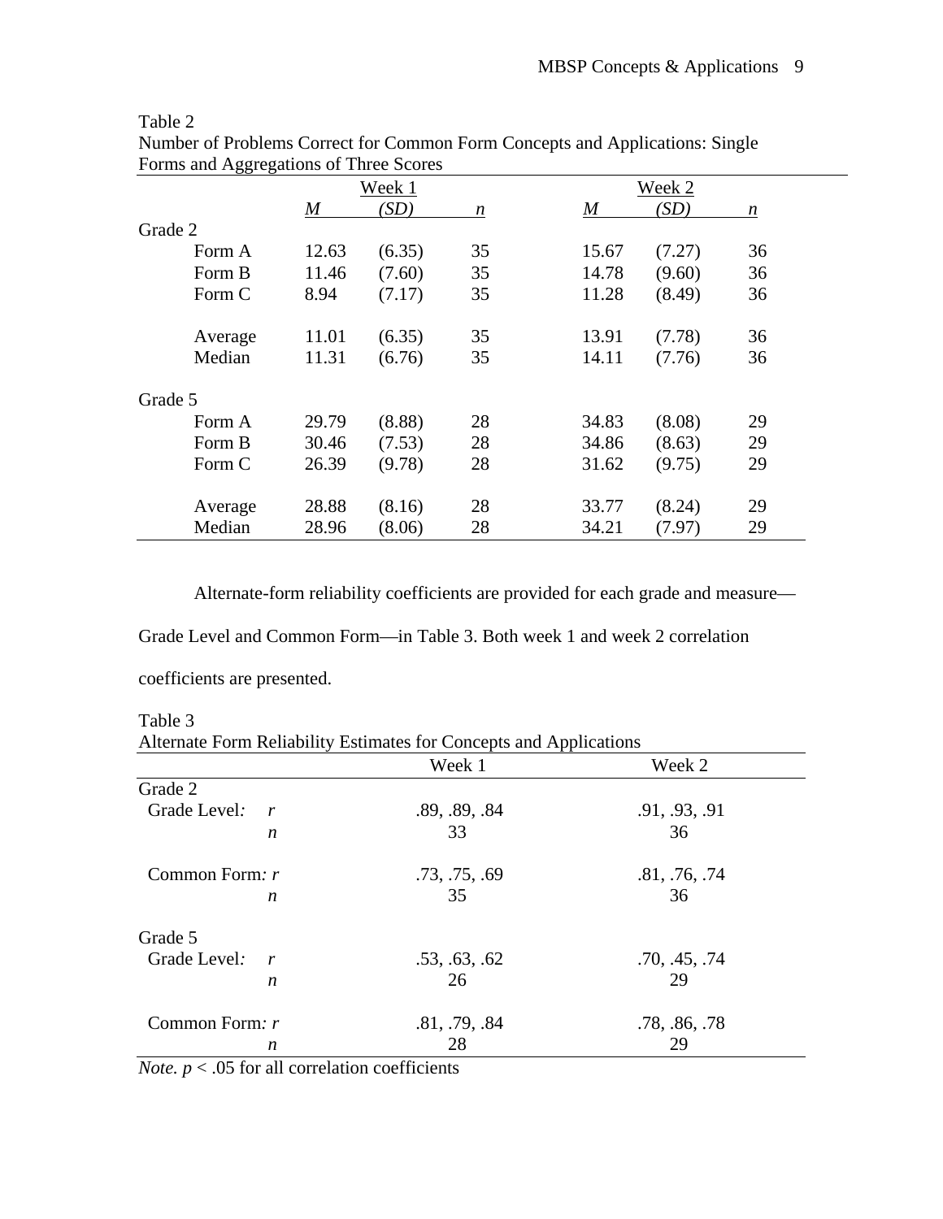Table 2
Number of Problems Correct for Common Form Concepts and Applications: Single Forms and Aggregations of Three Scores

| | Week 1 | | | Week 2 | | |
|---|---|---|---|---|---|---|
| | *M* | *(SD)* | *n* | *M* | *(SD)* | *n* |
| Grade 2 | | | | | | |
| Form A | 12.63 | (6.35) | 35 | 15.67 | (7.27) | 36 |
| Form B | 11.46 | (7.60) | 35 | 14.78 | (9.60) | 36 |
| Form C | 8.94 | (7.17) | 35 | 11.28 | (8.49) | 36 |
| Average | 11.01 | (6.35) | 35 | 13.91 | (7.78) | 36 |
| Median | 11.31 | (6.76) | 35 | 14.11 | (7.76) | 36 |
| Grade 5 | | | | | | |
| Form A | 29.79 | (8.88) | 28 | 34.83 | (8.08) | 29 |
| Form B | 30.46 | (7.53) | 28 | 34.86 | (8.63) | 29 |
| Form C | 26.39 | (9.78) | 28 | 31.62 | (9.75) | 29 |
| Average | 28.88 | (8.16) | 28 | 33.77 | (8.24) | 29 |
| Median | 28.96 | (8.06) | 28 | 34.21 | (7.97) | 29 |

Alternate-form reliability coefficients are provided for each grade and measure—Grade Level and Common Form—in Table 3. Both week 1 and week 2 correlation coefficients are presented.

Table 3
Alternate Form Reliability Estimates for Concepts and Applications

| | | Week 1 | Week 2 |
|---|---|---|---|
| Grade 2 | | | |
| Grade Level: | *r* | .89, .89, .84 | .91, .93, .91 |
| | *n* | 33 | 36 |
| Common Form: | *r* | .73, .75, .69 | .81, .76, .74 |
| | *n* | 35 | 36 |
| Grade 5 | | | |
| Grade Level: | *r* | .53, .63, .62 | .70, .45, .74 |
| | *n* | 26 | 29 |
| Common Form: | *r* | .81, .79, .84 | .78, .86, .78 |
| | *n* | 28 | 29 |

*Note.* $p < .05$ for all correlation coefficients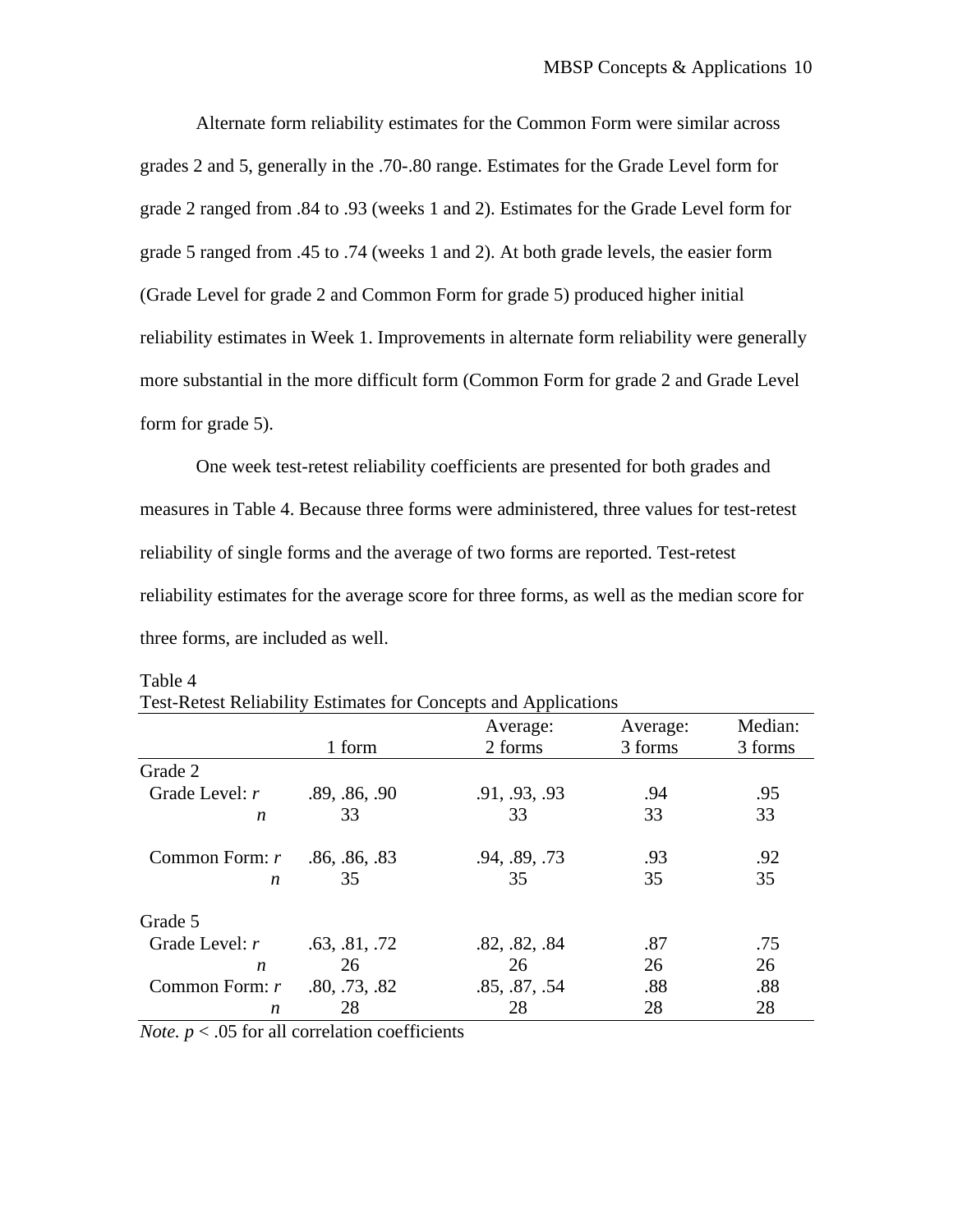Alternate form reliability estimates for the Common Form were similar across grades 2 and 5, generally in the .70-.80 range. Estimates for the Grade Level form for grade 2 ranged from .84 to .93 (weeks 1 and 2). Estimates for the Grade Level form for grade 5 ranged from .45 to .74 (weeks 1 and 2). At both grade levels, the easier form (Grade Level for grade 2 and Common Form for grade 5) produced higher initial reliability estimates in Week 1. Improvements in alternate form reliability were generally more substantial in the more difficult form (Common Form for grade 2 and Grade Level form for grade 5).

One week test-retest reliability coefficients are presented for both grades and measures in Table 4. Because three forms were administered, three values for test-retest reliability of single forms and the average of two forms are reported. Test-retest reliability estimates for the average score for three forms, as well as the median score for three forms, are included as well.

Table 4
Test-Retest Reliability Estimates for Concepts and Applications

| | 1 form | Average: 2 forms | Average: 3 forms | Median: 3 forms |
|---|---|---|---|---|
| Grade 2 | | | | |
| Grade Level: *r* | .89, .86, .90 | .91, .93, .93 | .94 | .95 |
| *n* | 33 | 33 | 33 | 33 |
| Common Form: *r* | .86, .86, .83 | .94, .89, .73 | .93 | .92 |
| *n* | 35 | 35 | 35 | 35 |
| Grade 5 | | | | |
| Grade Level: *r* | .63, .81, .72 | .82, .82, .84 | .87 | .75 |
| *n* | 26 | 26 | 26 | 26 |
| Common Form: *r* | .80, .73, .82 | .85, .87, .54 | .88 | .88 |
| *n* | 28 | 28 | 28 | 28 |

*Note.* $p < .05$ for all correlation coefficients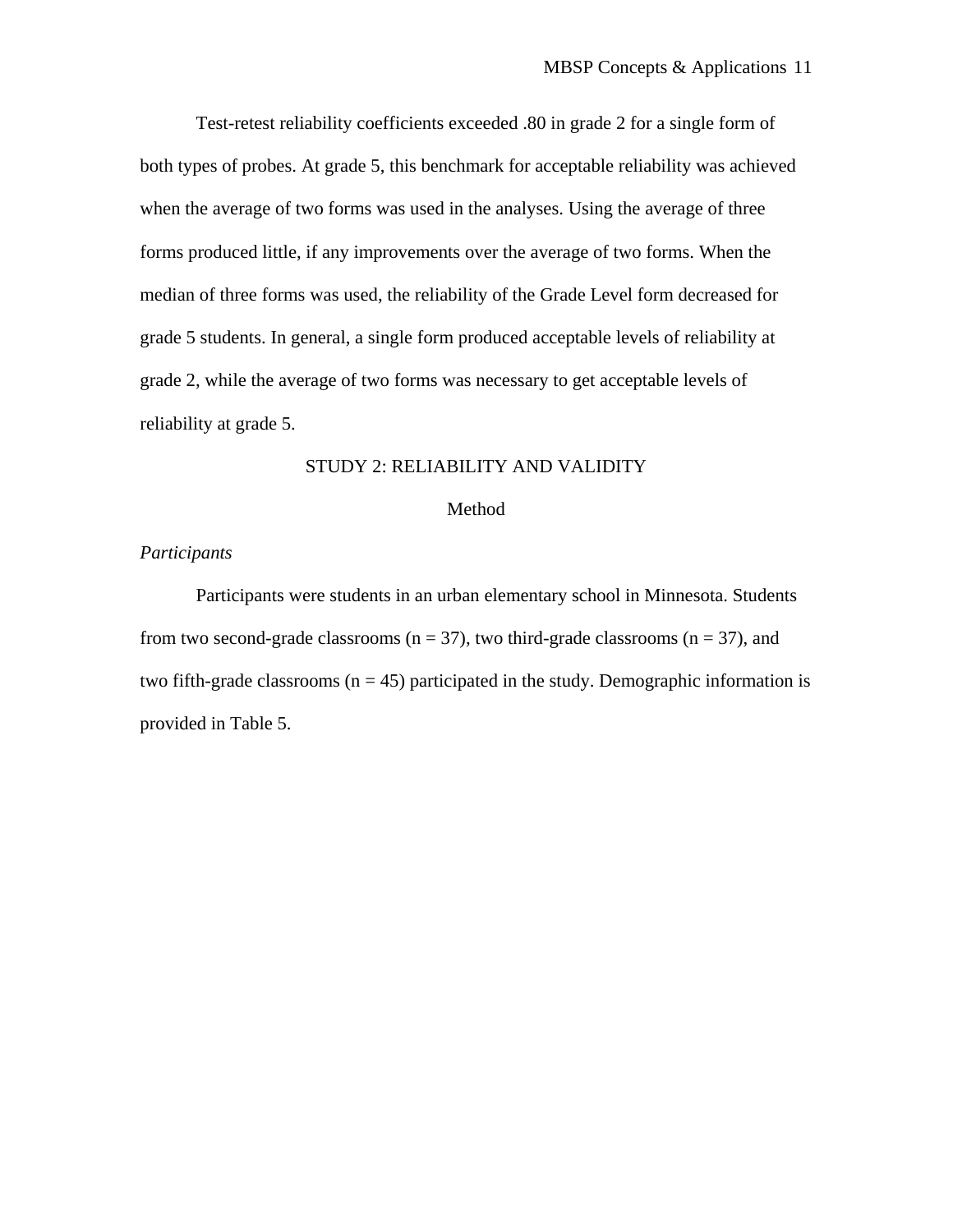Test-retest reliability coefficients exceeded .80 in grade 2 for a single form of both types of probes. At grade 5, this benchmark for acceptable reliability was achieved when the average of two forms was used in the analyses. Using the average of three forms produced little, if any improvements over the average of two forms. When the median of three forms was used, the reliability of the Grade Level form decreased for grade 5 students. In general, a single form produced acceptable levels of reliability at grade 2, while the average of two forms was necessary to get acceptable levels of reliability at grade 5.

## STUDY 2: RELIABILITY AND VALIDITY

### Method

*Participants*

Participants were students in an urban elementary school in Minnesota. Students from two second-grade classrooms (n = 37), two third-grade classrooms (n = 37), and two fifth-grade classrooms (n = 45) participated in the study. Demographic information is provided in Table 5.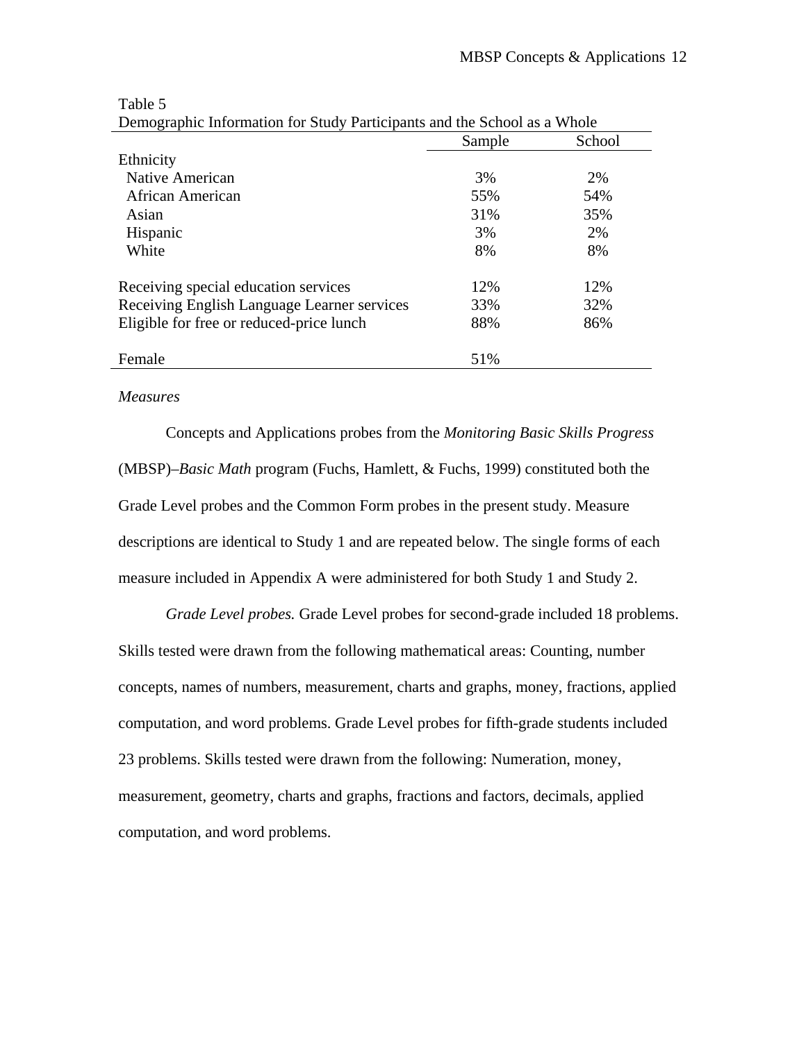Table 5
Demographic Information for Study Participants and the School as a Whole

| | Sample | School |
|---|---|---|
| Ethnicity | | |
| Native American | 3% | 2% |
| African American | 55% | 54% |
| Asian | 31% | 35% |
| Hispanic | 3% | 2% |
| White | 8% | 8% |
| Receiving special education services | 12% | 12% |
| Receiving English Language Learner services | 33% | 32% |
| Eligible for free or reduced-price lunch | 88% | 86% |
| Female | 51% | |

*Measures*

Concepts and Applications probes from the *Monitoring Basic Skills Progress* (MBSP)–*Basic Math* program (Fuchs, Hamlett, & Fuchs, 1999) constituted both the Grade Level probes and the Common Form probes in the present study. Measure descriptions are identical to Study 1 and are repeated below. The single forms of each measure included in Appendix A were administered for both Study 1 and Study 2.

*Grade Level probes.* Grade Level probes for second-grade included 18 problems. Skills tested were drawn from the following mathematical areas: Counting, number concepts, names of numbers, measurement, charts and graphs, money, fractions, applied computation, and word problems. Grade Level probes for fifth-grade students included 23 problems. Skills tested were drawn from the following: Numeration, money, measurement, geometry, charts and graphs, fractions and factors, decimals, applied computation, and word problems.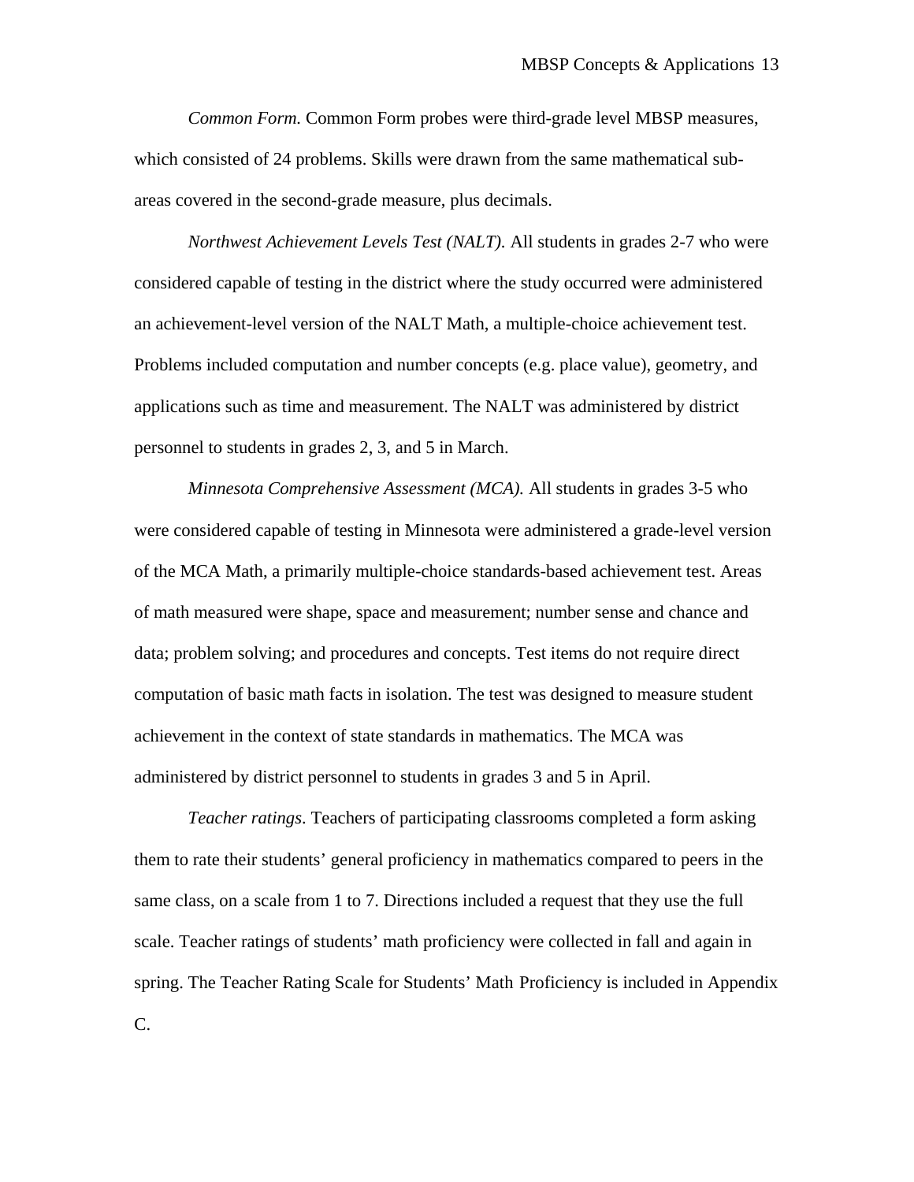*Common Form.* Common Form probes were third-grade level MBSP measures, which consisted of 24 problems. Skills were drawn from the same mathematical sub-areas covered in the second-grade measure, plus decimals.

*Northwest Achievement Levels Test (NALT).* All students in grades 2-7 who were considered capable of testing in the district where the study occurred were administered an achievement-level version of the NALT Math, a multiple-choice achievement test. Problems included computation and number concepts (e.g. place value), geometry, and applications such as time and measurement. The NALT was administered by district personnel to students in grades 2, 3, and 5 in March.

*Minnesota Comprehensive Assessment (MCA).* All students in grades 3-5 who were considered capable of testing in Minnesota were administered a grade-level version of the MCA Math, a primarily multiple-choice standards-based achievement test. Areas of math measured were shape, space and measurement; number sense and chance and data; problem solving; and procedures and concepts. Test items do not require direct computation of basic math facts in isolation. The test was designed to measure student achievement in the context of state standards in mathematics. The MCA was administered by district personnel to students in grades 3 and 5 in April.

*Teacher ratings*. Teachers of participating classrooms completed a form asking them to rate their students' general proficiency in mathematics compared to peers in the same class, on a scale from 1 to 7. Directions included a request that they use the full scale. Teacher ratings of students' math proficiency were collected in fall and again in spring. The Teacher Rating Scale for Students' Math Proficiency is included in Appendix C.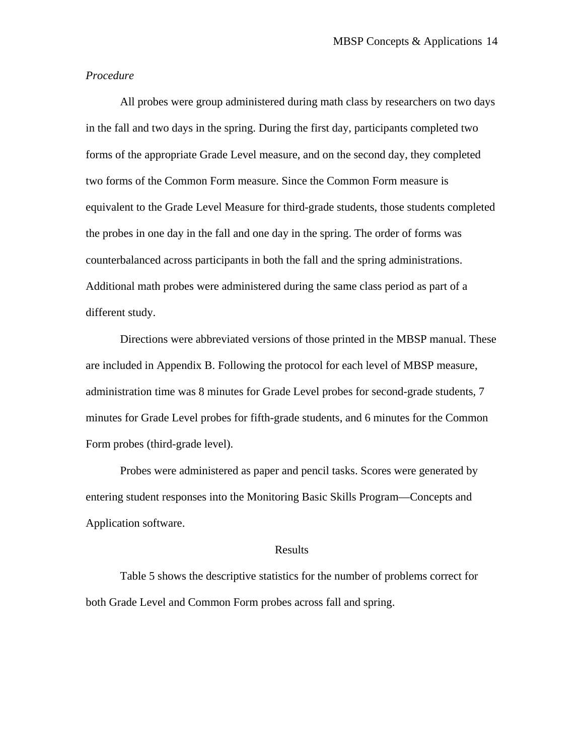*Procedure*

All probes were group administered during math class by researchers on two days in the fall and two days in the spring. During the first day, participants completed two forms of the appropriate Grade Level measure, and on the second day, they completed two forms of the Common Form measure. Since the Common Form measure is equivalent to the Grade Level Measure for third-grade students, those students completed the probes in one day in the fall and one day in the spring. The order of forms was counterbalanced across participants in both the fall and the spring administrations. Additional math probes were administered during the same class period as part of a different study.

Directions were abbreviated versions of those printed in the MBSP manual. These are included in Appendix B. Following the protocol for each level of MBSP measure, administration time was 8 minutes for Grade Level probes for second-grade students, 7 minutes for Grade Level probes for fifth-grade students, and 6 minutes for the Common Form probes (third-grade level).

Probes were administered as paper and pencil tasks. Scores were generated by entering student responses into the Monitoring Basic Skills Program—Concepts and Application software.

## Results

Table 5 shows the descriptive statistics for the number of problems correct for both Grade Level and Common Form probes across fall and spring.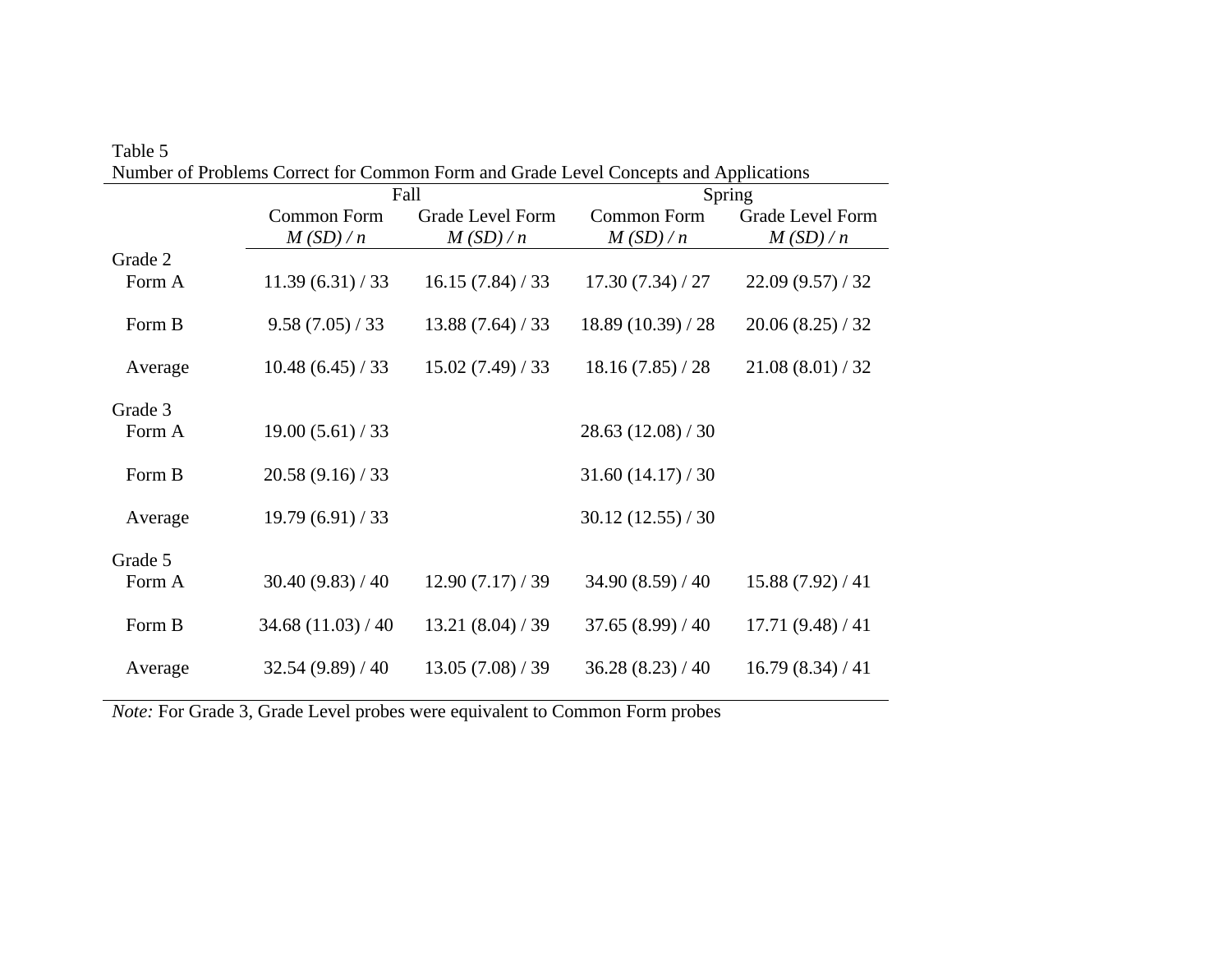Table 5

Number of Problems Correct for Common Form and Grade Level Concepts and Applications

| | Fall | | Spring | |
|---|---|---|---|---|
| | Common Form | Grade Level Form | Common Form | Grade Level Form |
| | *M (SD) / n* | *M (SD) / n* | *M (SD) / n* | *M (SD) / n* |
| Grade 2 | | | | |
| Form A | 11.39 (6.31) / 33 | 16.15 (7.84) / 33 | 17.30 (7.34) / 27 | 22.09 (9.57) / 32 |
| Form B | 9.58 (7.05) / 33 | 13.88 (7.64) / 33 | 18.89 (10.39) / 28 | 20.06 (8.25) / 32 |
| Average | 10.48 (6.45) / 33 | 15.02 (7.49) / 33 | 18.16 (7.85) / 28 | 21.08 (8.01) / 32 |
| Grade 3 | | | | |
| Form A | 19.00 (5.61) / 33 | | 28.63 (12.08) / 30 | |
| Form B | 20.58 (9.16) / 33 | | 31.60 (14.17) / 30 | |
| Average | 19.79 (6.91) / 33 | | 30.12 (12.55) / 30 | |
| Grade 5 | | | | |
| Form A | 30.40 (9.83) / 40 | 12.90 (7.17) / 39 | 34.90 (8.59) / 40 | 15.88 (7.92) / 41 |
| Form B | 34.68 (11.03) / 40 | 13.21 (8.04) / 39 | 37.65 (8.99) / 40 | 17.71 (9.48) / 41 |
| Average | 32.54 (9.89) / 40 | 13.05 (7.08) / 39 | 36.28 (8.23) / 40 | 16.79 (8.34) / 41 |

*Note:* For Grade 3, Grade Level probes were equivalent to Common Form probes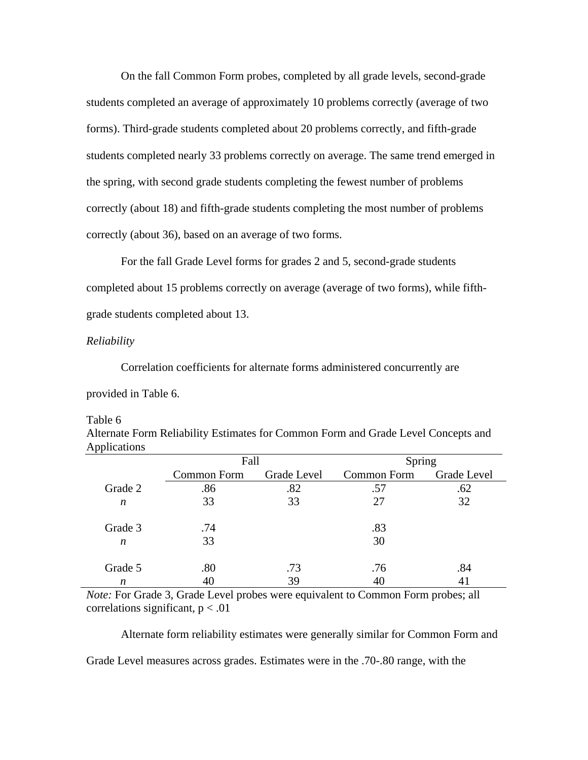On the fall Common Form probes, completed by all grade levels, second-grade students completed an average of approximately 10 problems correctly (average of two forms). Third-grade students completed about 20 problems correctly, and fifth-grade students completed nearly 33 problems correctly on average. The same trend emerged in the spring, with second grade students completing the fewest number of problems correctly (about 18) and fifth-grade students completing the most number of problems correctly (about 36), based on an average of two forms.

For the fall Grade Level forms for grades 2 and 5, second-grade students completed about 15 problems correctly on average (average of two forms), while fifth-grade students completed about 13.

*Reliability*

Correlation coefficients for alternate forms administered concurrently are provided in Table 6.

Table 6
Alternate Form Reliability Estimates for Common Form and Grade Level Concepts and Applications

| | Fall | | Spring | |
|---|---|---|---|---|
| | Common Form | Grade Level | Common Form | Grade Level |
| Grade 2 | .86 | .82 | .57 | .62 |
| *n* | 33 | 33 | 27 | 32 |
| Grade 3 | .74 | | .83 | |
| *n* | 33 | | 30 | |
| Grade 5 | .80 | .73 | .76 | .84 |
| *n* | 40 | 39 | 40 | 41 |

*Note:* For Grade 3, Grade Level probes were equivalent to Common Form probes; all correlations significant, $p < .01$

Alternate form reliability estimates were generally similar for Common Form and Grade Level measures across grades. Estimates were in the .70-.80 range, with the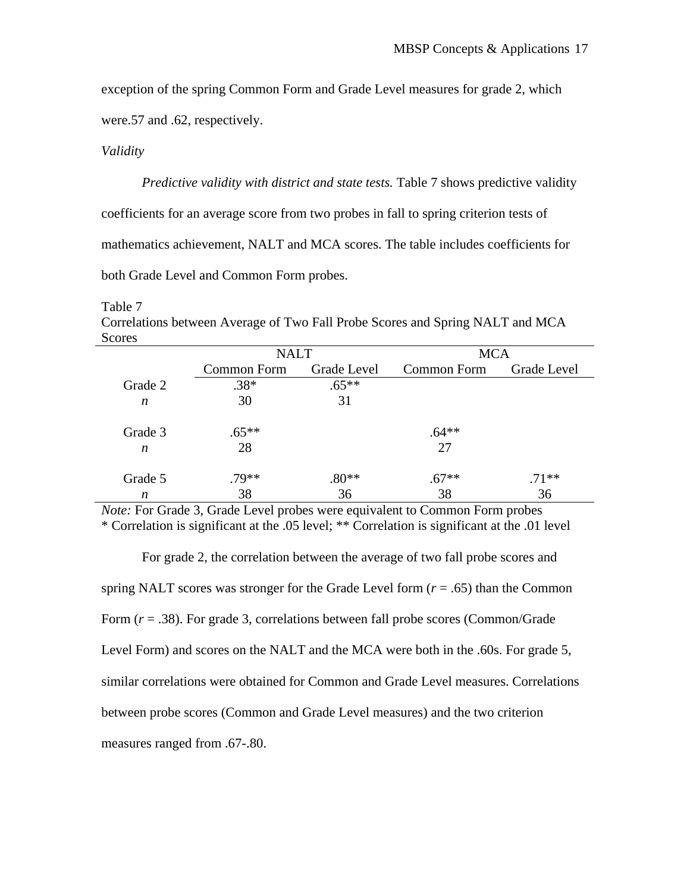exception of the spring Common Form and Grade Level measures for grade 2, which were.57 and .62, respectively.

*Validity*

*Predictive validity with district and state tests.* Table 7 shows predictive validity coefficients for an average score from two probes in fall to spring criterion tests of mathematics achievement, NALT and MCA scores. The table includes coefficients for both Grade Level and Common Form probes.

Table 7
Correlations between Average of Two Fall Probe Scores and Spring NALT and MCA Scores

| | NALT | | MCA | |
|---|---|---|---|---|
| | Common Form | Grade Level | Common Form | Grade Level |
| Grade 2 | .38* | .65** | | |
| *n* | 30 | 31 | | |
| Grade 3 | .65** | | .64** | |
| *n* | 28 | | 27 | |
| Grade 5 | .79** | .80** | .67** | .71** |
| *n* | 38 | 36 | 38 | 36 |

*Note:* For Grade 3, Grade Level probes were equivalent to Common Form probes
* Correlation is significant at the .05 level; ** Correlation is significant at the .01 level

For grade 2, the correlation between the average of two fall probe scores and spring NALT scores was stronger for the Grade Level form ($r$ = .65) than the Common Form ($r$ = .38). For grade 3, correlations between fall probe scores (Common/Grade Level Form) and scores on the NALT and the MCA were both in the .60s. For grade 5, similar correlations were obtained for Common and Grade Level measures. Correlations between probe scores (Common and Grade Level measures) and the two criterion measures ranged from .67-.80.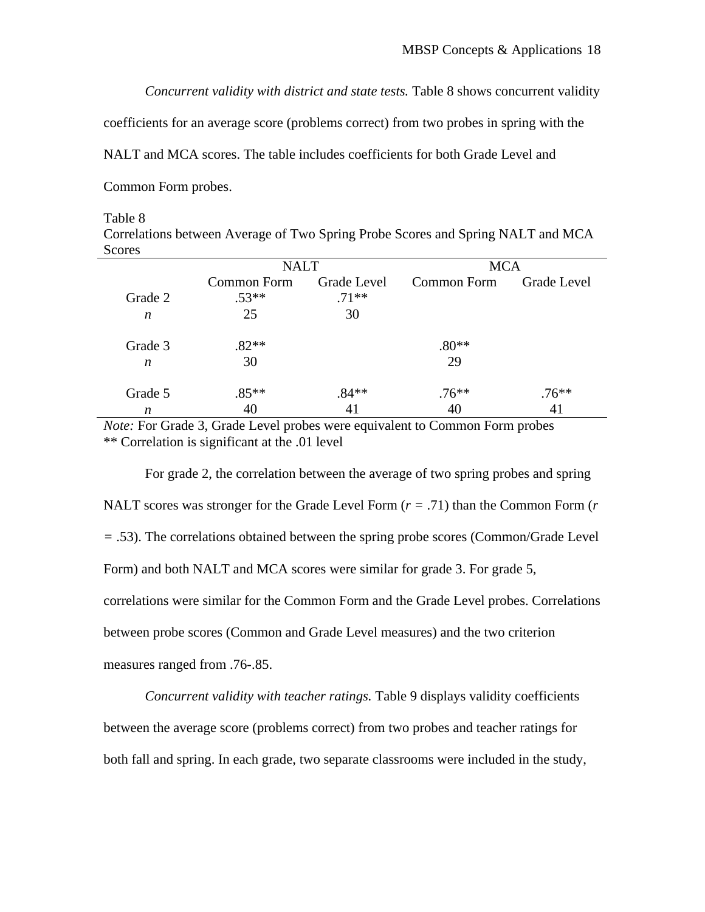*Concurrent validity with district and state tests.* Table 8 shows concurrent validity coefficients for an average score (problems correct) from two probes in spring with the NALT and MCA scores. The table includes coefficients for both Grade Level and Common Form probes.

Table 8
Correlations between Average of Two Spring Probe Scores and Spring NALT and MCA Scores

| | NALT | | MCA | |
|---|---|---|---|---|
| | Common Form | Grade Level | Common Form | Grade Level |
| Grade 2 | .53** | .71** | | |
| *n* | 25 | 30 | | |
| Grade 3 | .82** | | .80** | |
| *n* | 30 | | 29 | |
| Grade 5 | .85** | .84** | .76** | .76** |
| *n* | 40 | 41 | 40 | 41 |

*Note:* For Grade 3, Grade Level probes were equivalent to Common Form probes
** Correlation is significant at the .01 level

For grade 2, the correlation between the average of two spring probes and spring NALT scores was stronger for the Grade Level Form ($r = .71$) than the Common Form ($r = .53$). The correlations obtained between the spring probe scores (Common/Grade Level Form) and both NALT and MCA scores were similar for grade 3. For grade 5, correlations were similar for the Common Form and the Grade Level probes. Correlations between probe scores (Common and Grade Level measures) and the two criterion measures ranged from .76-.85.

*Concurrent validity with teacher ratings.* Table 9 displays validity coefficients between the average score (problems correct) from two probes and teacher ratings for both fall and spring. In each grade, two separate classrooms were included in the study,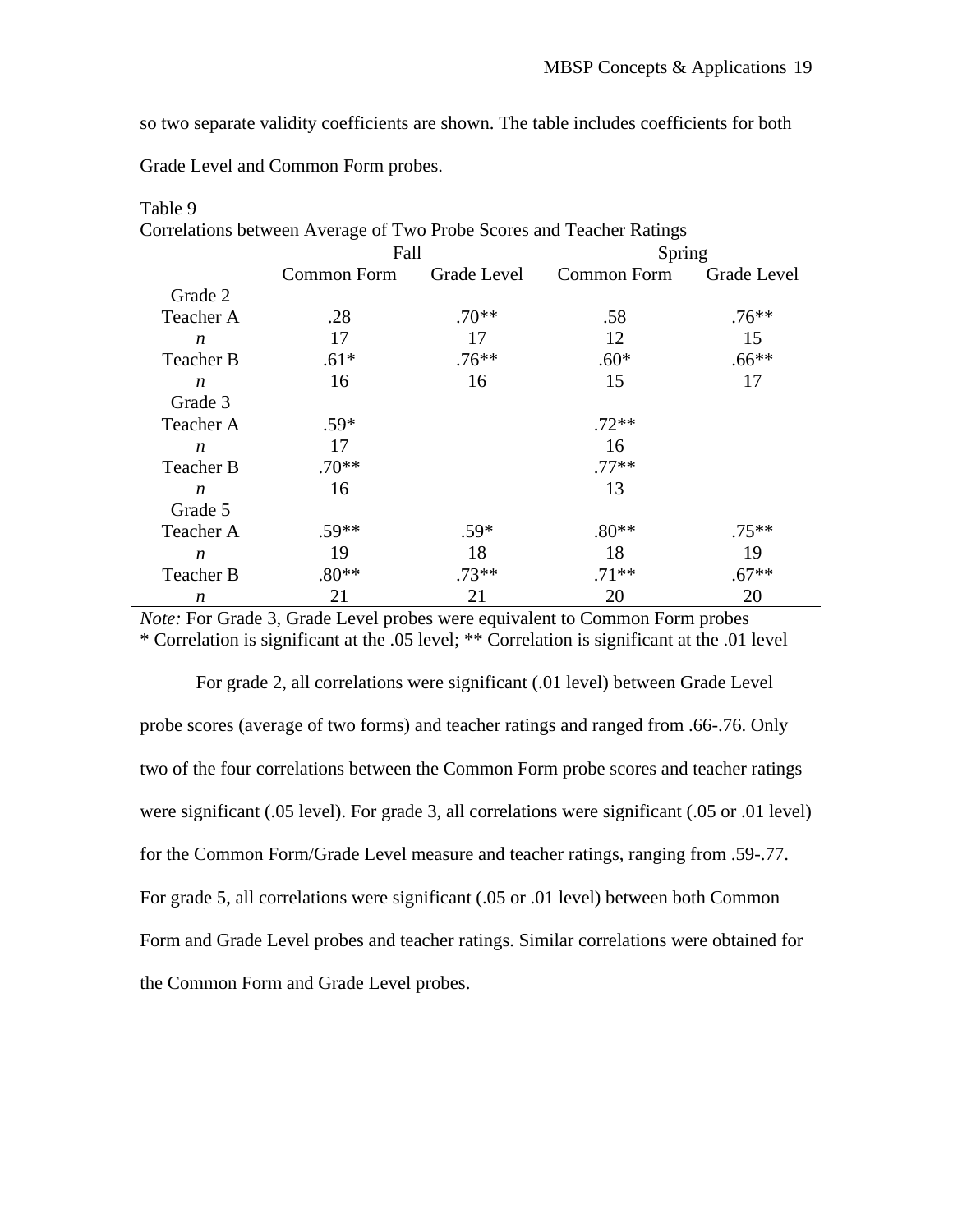so two separate validity coefficients are shown. The table includes coefficients for both Grade Level and Common Form probes.

Table 9
Correlations between Average of Two Probe Scores and Teacher Ratings

| | Fall | | Spring | |
|---|---|---|---|---|
| | Common Form | Grade Level | Common Form | Grade Level |
| Grade 2 | | | | |
| Teacher A | .28 | .70** | .58 | .76** |
| *n* | 17 | 17 | 12 | 15 |
| Teacher B | .61* | .76** | .60* | .66** |
| *n* | 16 | 16 | 15 | 17 |
| Grade 3 | | | | |
| Teacher A | .59* | | .72** | |
| *n* | 17 | | 16 | |
| Teacher B | .70** | | .77** | |
| *n* | 16 | | 13 | |
| Grade 5 | | | | |
| Teacher A | .59** | .59* | .80** | .75** |
| *n* | 19 | 18 | 18 | 19 |
| Teacher B | .80** | .73** | .71** | .67** |
| *n* | 21 | 21 | 20 | 20 |

*Note:* For Grade 3, Grade Level probes were equivalent to Common Form probes
* Correlation is significant at the .05 level; ** Correlation is significant at the .01 level

For grade 2, all correlations were significant (.01 level) between Grade Level probe scores (average of two forms) and teacher ratings and ranged from .66-.76. Only two of the four correlations between the Common Form probe scores and teacher ratings were significant (.05 level). For grade 3, all correlations were significant (.05 or .01 level) for the Common Form/Grade Level measure and teacher ratings, ranging from .59-.77. For grade 5, all correlations were significant (.05 or .01 level) between both Common Form and Grade Level probes and teacher ratings. Similar correlations were obtained for the Common Form and Grade Level probes.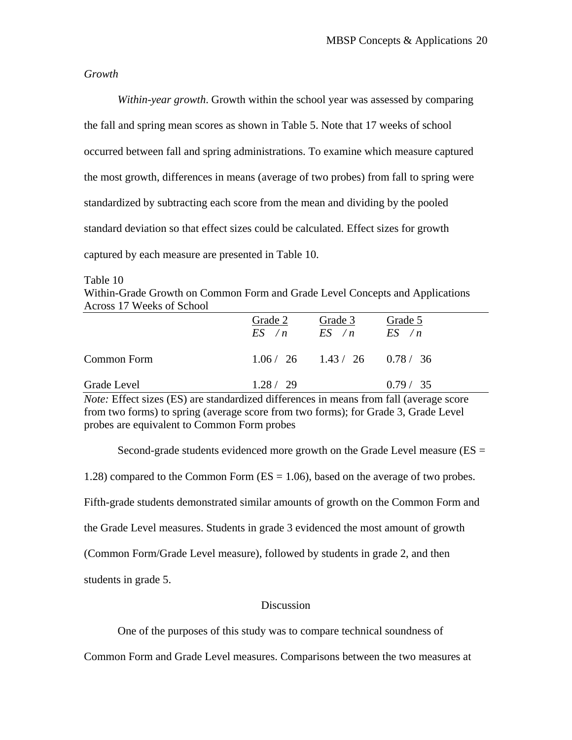*Growth*

*Within-year growth*. Growth within the school year was assessed by comparing the fall and spring mean scores as shown in Table 5. Note that 17 weeks of school occurred between fall and spring administrations. To examine which measure captured the most growth, differences in means (average of two probes) from fall to spring were standardized by subtracting each score from the mean and dividing by the pooled standard deviation so that effect sizes could be calculated. Effect sizes for growth captured by each measure are presented in Table 10.

Table 10
Within-Grade Growth on Common Form and Grade Level Concepts and Applications Across 17 Weeks of School

| | Grade 2 | Grade 3 | Grade 5 |
|---|---|---|---|
| | *ES* / *n* | *ES* / *n* | *ES* / *n* |
| Common Form | 1.06 / 26 | 1.43 / 26 | 0.78 / 36 |
| Grade Level | 1.28 / 29 | | 0.79 / 35 |

*Note:* Effect sizes (ES) are standardized differences in means from fall (average score from two forms) to spring (average score from two forms); for Grade 3, Grade Level probes are equivalent to Common Form probes

Second-grade students evidenced more growth on the Grade Level measure (ES = 1.28) compared to the Common Form (ES = 1.06), based on the average of two probes. Fifth-grade students demonstrated similar amounts of growth on the Common Form and the Grade Level measures. Students in grade 3 evidenced the most amount of growth (Common Form/Grade Level measure), followed by students in grade 2, and then students in grade 5.

## Discussion

One of the purposes of this study was to compare technical soundness of Common Form and Grade Level measures. Comparisons between the two measures at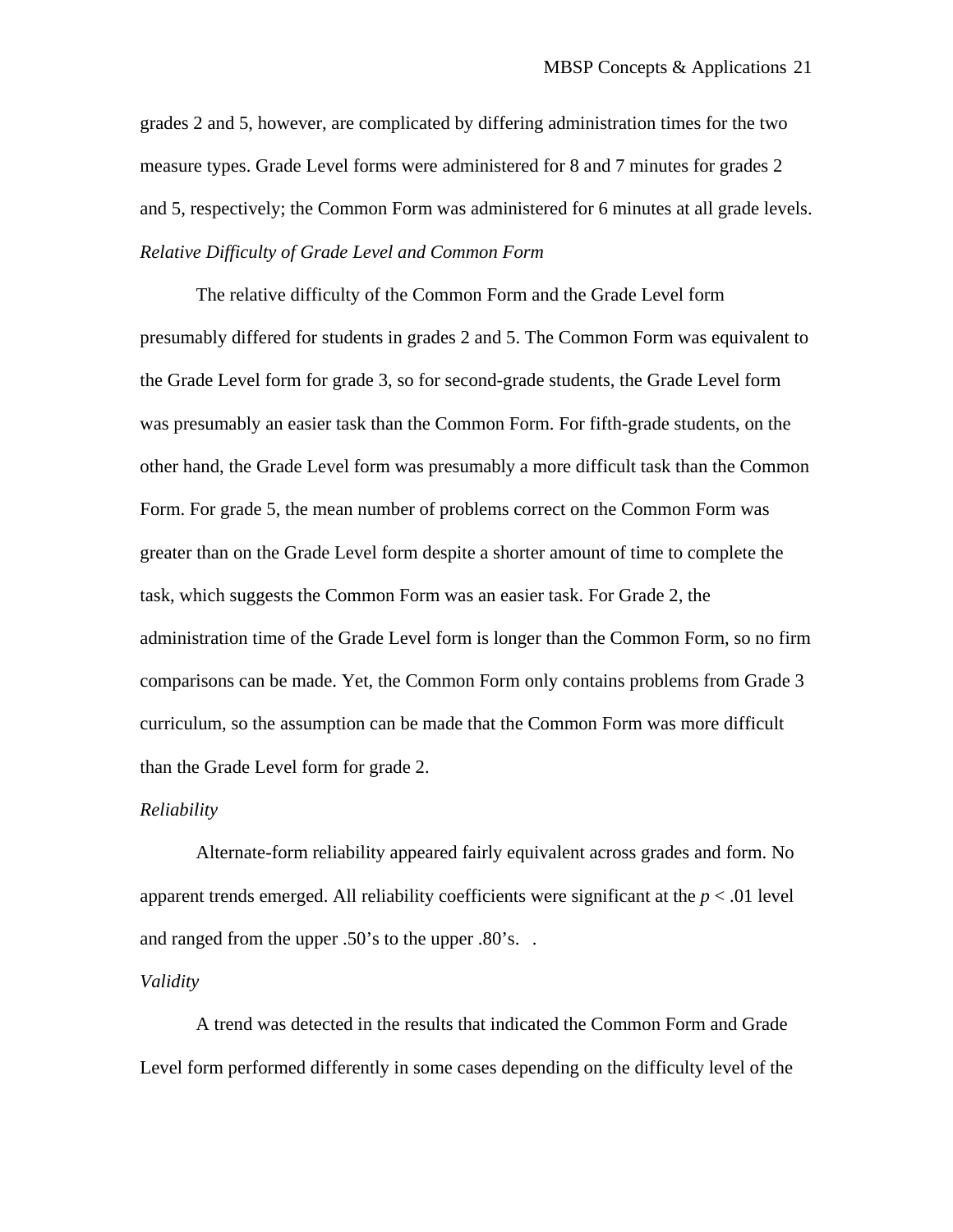grades 2 and 5, however, are complicated by differing administration times for the two measure types. Grade Level forms were administered for 8 and 7 minutes for grades 2 and 5, respectively; the Common Form was administered for 6 minutes at all grade levels.

*Relative Difficulty of Grade Level and Common Form*

The relative difficulty of the Common Form and the Grade Level form presumably differed for students in grades 2 and 5. The Common Form was equivalent to the Grade Level form for grade 3, so for second-grade students, the Grade Level form was presumably an easier task than the Common Form. For fifth-grade students, on the other hand, the Grade Level form was presumably a more difficult task than the Common Form. For grade 5, the mean number of problems correct on the Common Form was greater than on the Grade Level form despite a shorter amount of time to complete the task, which suggests the Common Form was an easier task. For Grade 2, the administration time of the Grade Level form is longer than the Common Form, so no firm comparisons can be made. Yet, the Common Form only contains problems from Grade 3 curriculum, so the assumption can be made that the Common Form was more difficult than the Grade Level form for grade 2.

*Reliability*

Alternate-form reliability appeared fairly equivalent across grades and form. No apparent trends emerged. All reliability coefficients were significant at the $p < .01$ level and ranged from the upper .50's to the upper .80's. .

*Validity*

A trend was detected in the results that indicated the Common Form and Grade Level form performed differently in some cases depending on the difficulty level of the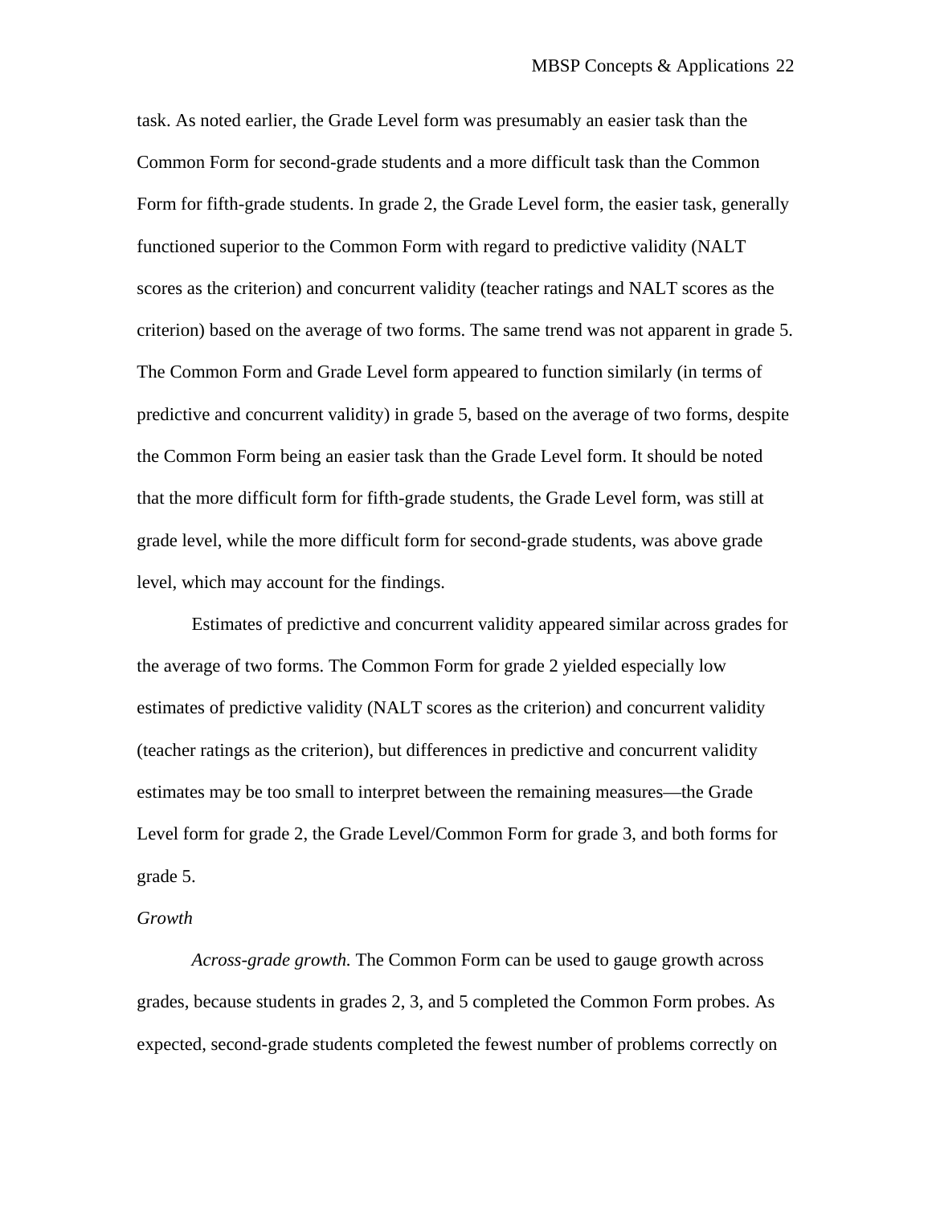task. As noted earlier, the Grade Level form was presumably an easier task than the Common Form for second-grade students and a more difficult task than the Common Form for fifth-grade students. In grade 2, the Grade Level form, the easier task, generally functioned superior to the Common Form with regard to predictive validity (NALT scores as the criterion) and concurrent validity (teacher ratings and NALT scores as the criterion) based on the average of two forms. The same trend was not apparent in grade 5. The Common Form and Grade Level form appeared to function similarly (in terms of predictive and concurrent validity) in grade 5, based on the average of two forms, despite the Common Form being an easier task than the Grade Level form. It should be noted that the more difficult form for fifth-grade students, the Grade Level form, was still at grade level, while the more difficult form for second-grade students, was above grade level, which may account for the findings.

Estimates of predictive and concurrent validity appeared similar across grades for the average of two forms. The Common Form for grade 2 yielded especially low estimates of predictive validity (NALT scores as the criterion) and concurrent validity (teacher ratings as the criterion), but differences in predictive and concurrent validity estimates may be too small to interpret between the remaining measures—the Grade Level form for grade 2, the Grade Level/Common Form for grade 3, and both forms for grade 5.

### *Growth*

*Across-grade growth.* The Common Form can be used to gauge growth across grades, because students in grades 2, 3, and 5 completed the Common Form probes. As expected, second-grade students completed the fewest number of problems correctly on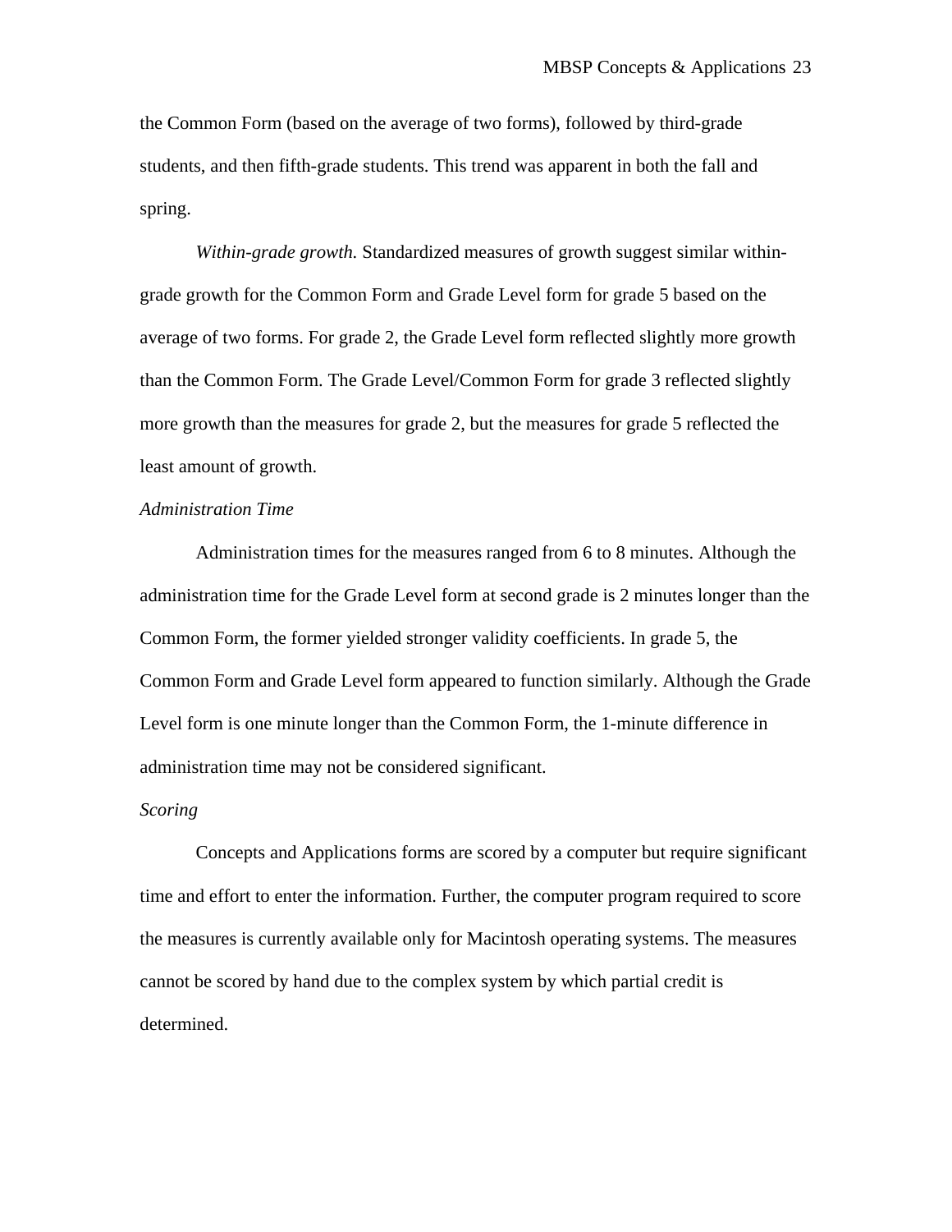the Common Form (based on the average of two forms), followed by third-grade students, and then fifth-grade students. This trend was apparent in both the fall and spring.

*Within-grade growth.* Standardized measures of growth suggest similar within-grade growth for the Common Form and Grade Level form for grade 5 based on the average of two forms. For grade 2, the Grade Level form reflected slightly more growth than the Common Form. The Grade Level/Common Form for grade 3 reflected slightly more growth than the measures for grade 2, but the measures for grade 5 reflected the least amount of growth.

### *Administration Time*

Administration times for the measures ranged from 6 to 8 minutes. Although the administration time for the Grade Level form at second grade is 2 minutes longer than the Common Form, the former yielded stronger validity coefficients. In grade 5, the Common Form and Grade Level form appeared to function similarly. Although the Grade Level form is one minute longer than the Common Form, the 1-minute difference in administration time may not be considered significant.

### *Scoring*

Concepts and Applications forms are scored by a computer but require significant time and effort to enter the information. Further, the computer program required to score the measures is currently available only for Macintosh operating systems. The measures cannot be scored by hand due to the complex system by which partial credit is determined.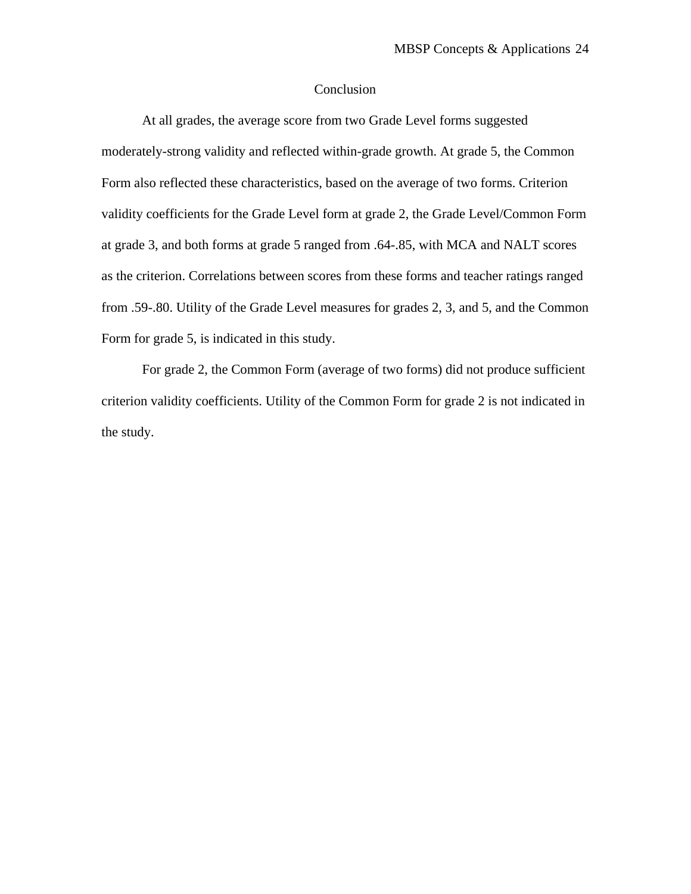## Conclusion

At all grades, the average score from two Grade Level forms suggested moderately-strong validity and reflected within-grade growth. At grade 5, the Common Form also reflected these characteristics, based on the average of two forms. Criterion validity coefficients for the Grade Level form at grade 2, the Grade Level/Common Form at grade 3, and both forms at grade 5 ranged from .64-.85, with MCA and NALT scores as the criterion. Correlations between scores from these forms and teacher ratings ranged from .59-.80. Utility of the Grade Level measures for grades 2, 3, and 5, and the Common Form for grade 5, is indicated in this study.

For grade 2, the Common Form (average of two forms) did not produce sufficient criterion validity coefficients. Utility of the Common Form for grade 2 is not indicated in the study.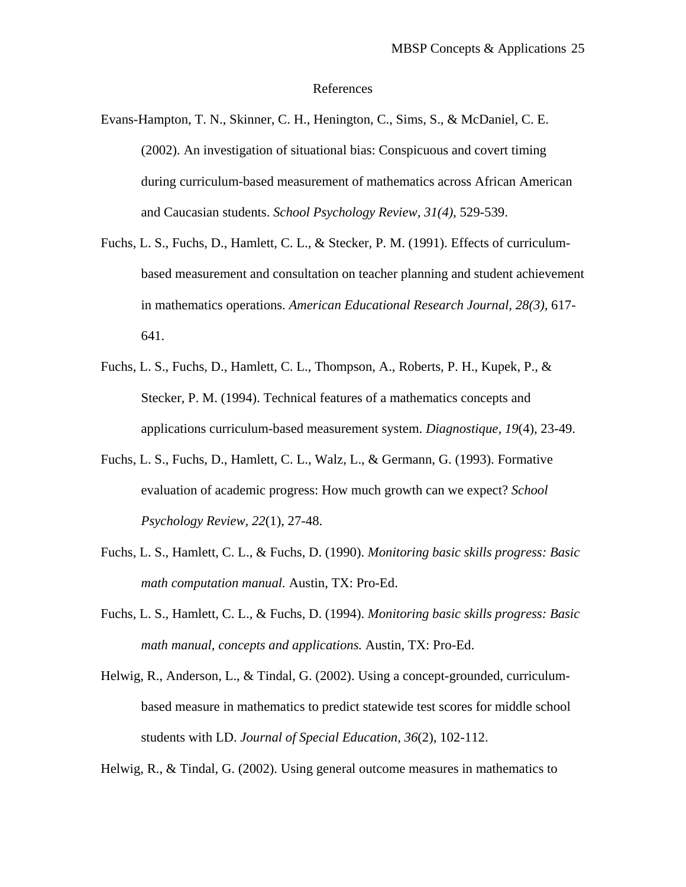# References

Evans-Hampton, T. N., Skinner, C. H., Henington, C., Sims, S., & McDaniel, C. E. (2002). An investigation of situational bias: Conspicuous and covert timing during curriculum-based measurement of mathematics across African American and Caucasian students. *School Psychology Review, 31(4)*, 529-539.

Fuchs, L. S., Fuchs, D., Hamlett, C. L., & Stecker, P. M. (1991). Effects of curriculum-based measurement and consultation on teacher planning and student achievement in mathematics operations. *American Educational Research Journal, 28(3),* 617-641.

Fuchs, L. S., Fuchs, D., Hamlett, C. L., Thompson, A., Roberts, P. H., Kupek, P., & Stecker, P. M. (1994). Technical features of a mathematics concepts and applications curriculum-based measurement system. *Diagnostique, 19*(4), 23-49.

Fuchs, L. S., Fuchs, D., Hamlett, C. L., Walz, L., & Germann, G. (1993). Formative evaluation of academic progress: How much growth can we expect? *School Psychology Review, 22*(1), 27-48.

Fuchs, L. S., Hamlett, C. L., & Fuchs, D. (1990). *Monitoring basic skills progress: Basic math computation manual.* Austin, TX: Pro-Ed.

Fuchs, L. S., Hamlett, C. L., & Fuchs, D. (1994). *Monitoring basic skills progress: Basic math manual, concepts and applications.* Austin, TX: Pro-Ed.

Helwig, R., Anderson, L., & Tindal, G. (2002). Using a concept-grounded, curriculum-based measure in mathematics to predict statewide test scores for middle school students with LD. *Journal of Special Education, 36*(2), 102-112.

Helwig, R., & Tindal, G. (2002). Using general outcome measures in mathematics to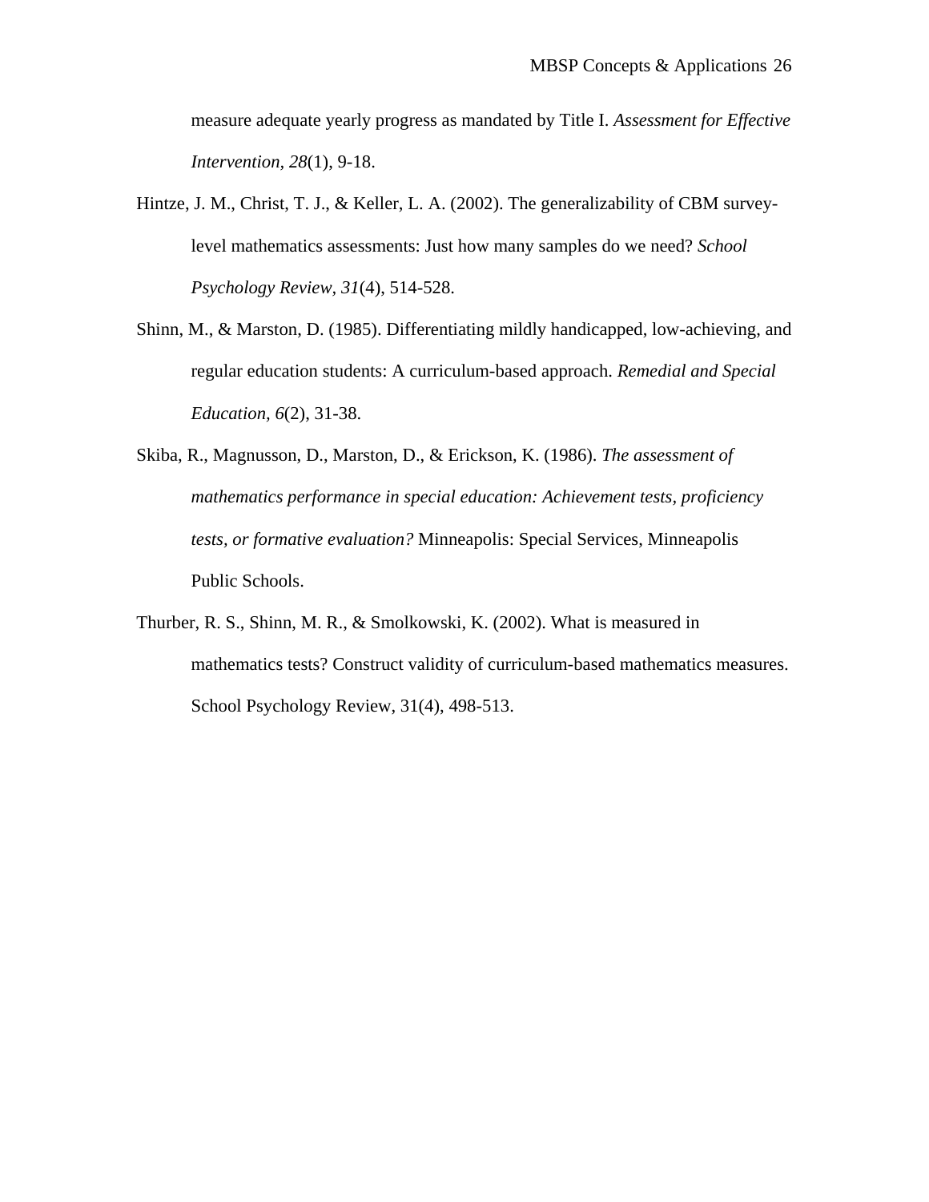measure adequate yearly progress as mandated by Title I. *Assessment for Effective Intervention*, *28*(1), 9-18.

Hintze, J. M., Christ, T. J., & Keller, L. A. (2002). The generalizability of CBM survey-level mathematics assessments: Just how many samples do we need? *School Psychology Review*, *31*(4), 514-528.

Shinn, M., & Marston, D. (1985). Differentiating mildly handicapped, low-achieving, and regular education students: A curriculum-based approach. *Remedial and Special Education, 6*(2), 31-38.

Skiba, R., Magnusson, D., Marston, D., & Erickson, K. (1986). *The assessment of mathematics performance in special education: Achievement tests, proficiency tests, or formative evaluation?* Minneapolis: Special Services, Minneapolis Public Schools.

Thurber, R. S., Shinn, M. R., & Smolkowski, K. (2002). What is measured in mathematics tests? Construct validity of curriculum-based mathematics measures. School Psychology Review, 31(4), 498-513.